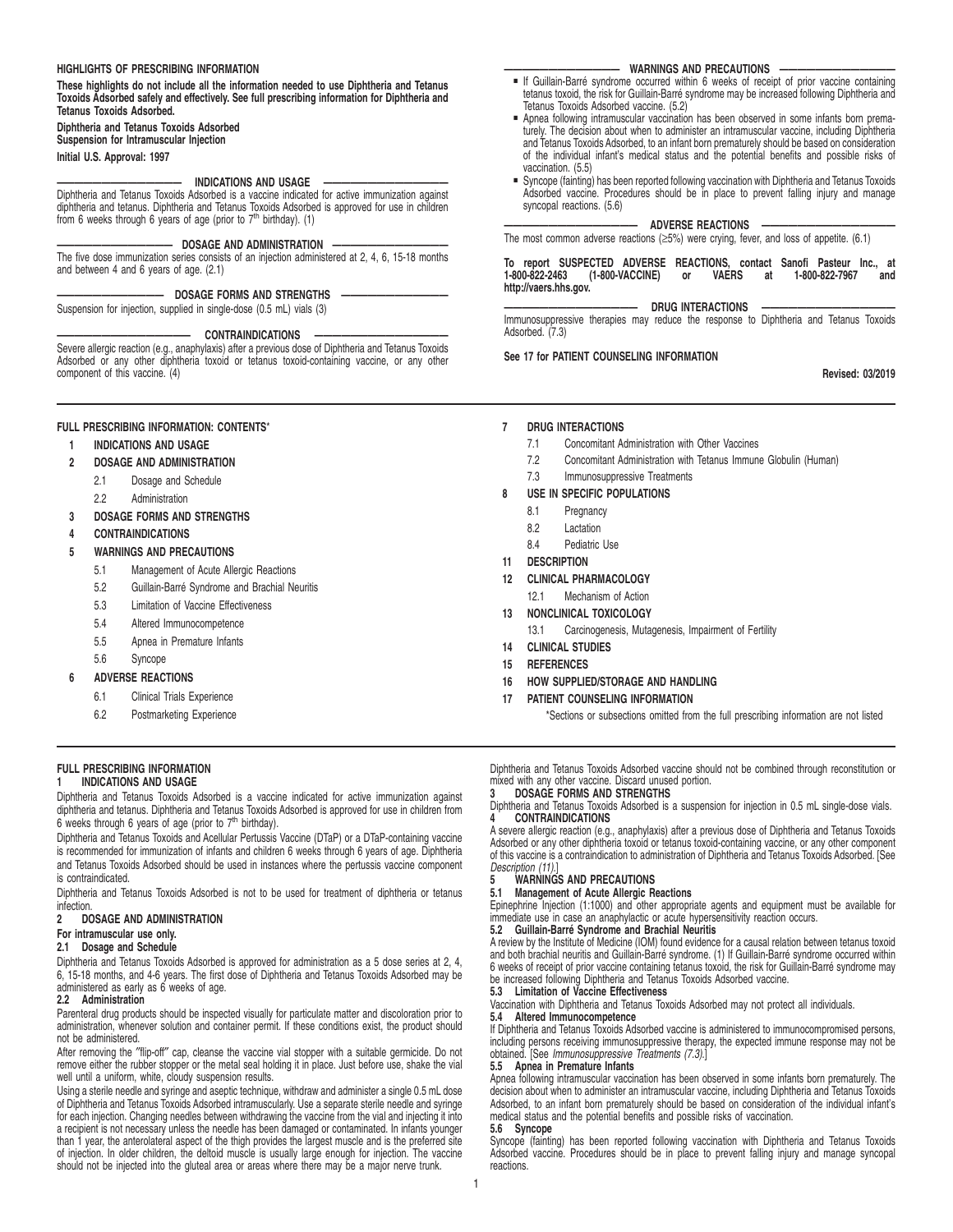## HIGHLIGHTS OF PRESCRIBING INFORMATION

**These highlights do not include all the information needed to use Diphtheria and Tetanus Toxoids Adsorbed safely and effectively. See full prescribing information for Diphtheria and Tetanus Toxoids Adsorbed.**

**Diphtheria and Tetanus Toxoids Adsorbed**
**Suspension for Intramuscular Injection**

**Initial U.S. Approval: 1997**

### INDICATIONS AND USAGE

Diphtheria and Tetanus Toxoids Adsorbed is a vaccine indicated for active immunization against diphtheria and tetanus. Diphtheria and Tetanus Toxoids Adsorbed is approved for use in children from 6 weeks through 6 years of age (prior to 7th birthday). (1)

### DOSAGE AND ADMINISTRATION

The five dose immunization series consists of an injection administered at 2, 4, 6, 15-18 months and between 4 and 6 years of age. (2.1)

### DOSAGE FORMS AND STRENGTHS

Suspension for injection, supplied in single-dose (0.5 mL) vials (3)

### CONTRAINDICATIONS

Severe allergic reaction (e.g., anaphylaxis) after a previous dose of Diphtheria and Tetanus Toxoids Adsorbed or any other diphtheria toxoid or tetanus toxoid-containing vaccine, or any other component of this vaccine. (4)

### WARNINGS AND PRECAUTIONS

- If Guillain-Barré syndrome occurred within 6 weeks of receipt of prior vaccine containing tetanus toxoid, the risk for Guillain-Barré syndrome may be increased following Diphtheria and Tetanus Toxoids Adsorbed vaccine. (5.2)
- Apnea following intramuscular vaccination has been observed in some infants born prematurely. The decision about when to administer an intramuscular vaccine, including Diphtheria and Tetanus Toxoids Adsorbed, to an infant born prematurely should be based on consideration of the individual infant's medical status and the potential benefits and possible risks of vaccination. (5.5)
- Syncope (fainting) has been reported following vaccination with Diphtheria and Tetanus Toxoids Adsorbed vaccine. Procedures should be in place to prevent falling injury and manage syncopal reactions. (5.6)

### ADVERSE REACTIONS

The most common adverse reactions (≥5%) were crying, fever, and loss of appetite. (6.1)

**To report SUSPECTED ADVERSE REACTIONS, contact Sanofi Pasteur Inc., at 1-800-822-2463 (1-800-VACCINE) or VAERS at 1-800-822-7967 and http://vaers.hhs.gov.**

### DRUG INTERACTIONS

Immunosuppressive therapies may reduce the response to Diphtheria and Tetanus Toxoids Adsorbed. (7.3)

**See 17 for PATIENT COUNSELING INFORMATION**

**Revised: 03/2019**

## FULL PRESCRIBING INFORMATION: CONTENTS*

**1 INDICATIONS AND USAGE**

**2 DOSAGE AND ADMINISTRATION**
- 2.1 Dosage and Schedule
- 2.2 Administration

**3 DOSAGE FORMS AND STRENGTHS**

**4 CONTRAINDICATIONS**

**5 WARNINGS AND PRECAUTIONS**
- 5.1 Management of Acute Allergic Reactions
- 5.2 Guillain-Barré Syndrome and Brachial Neuritis
- 5.3 Limitation of Vaccine Effectiveness
- 5.4 Altered Immunocompetence
- 5.5 Apnea in Premature Infants
- 5.6 Syncope

**6 ADVERSE REACTIONS**
- 6.1 Clinical Trials Experience
- 6.2 Postmarketing Experience

**7 DRUG INTERACTIONS**
- 7.1 Concomitant Administration with Other Vaccines
- 7.2 Concomitant Administration with Tetanus Immune Globulin (Human)
- 7.3 Immunosuppressive Treatments

**8 USE IN SPECIFIC POPULATIONS**
- 8.1 Pregnancy
- 8.2 Lactation
- 8.4 Pediatric Use

**11 DESCRIPTION**

**12 CLINICAL PHARMACOLOGY**
- 12.1 Mechanism of Action

**13 NONCLINICAL TOXICOLOGY**
- 13.1 Carcinogenesis, Mutagenesis, Impairment of Fertility

**14 CLINICAL STUDIES**

**15 REFERENCES**

**16 HOW SUPPLIED/STORAGE AND HANDLING**

**17 PATIENT COUNSELING INFORMATION**

*Sections or subsections omitted from the full prescribing information are not listed

## FULL PRESCRIBING INFORMATION

### 1 INDICATIONS AND USAGE

Diphtheria and Tetanus Toxoids Adsorbed is a vaccine indicated for active immunization against diphtheria and tetanus. Diphtheria and Tetanus Toxoids Adsorbed is approved for use in children from 6 weeks through 6 years of age (prior to 7th birthday).

Diphtheria and Tetanus Toxoids and Acellular Pertussis Vaccine (DTaP) or a DTaP-containing vaccine is recommended for immunization of infants and children 6 weeks through 6 years of age. Diphtheria and Tetanus Toxoids Adsorbed should be used in instances where the pertussis vaccine component is contraindicated.

Diphtheria and Tetanus Toxoids Adsorbed is not to be used for treatment of diphtheria or tetanus infection.

### 2 DOSAGE AND ADMINISTRATION

**For intramuscular use only.**

#### 2.1 Dosage and Schedule

Diphtheria and Tetanus Toxoids Adsorbed is approved for administration as a 5 dose series at 2, 4, 6, 15-18 months, and 4-6 years. The first dose of Diphtheria and Tetanus Toxoids Adsorbed may be administered as early as 6 weeks of age.

#### 2.2 Administration

Parenteral drug products should be inspected visually for particulate matter and discoloration prior to administration, whenever solution and container permit. If these conditions exist, the product should not be administered.

After removing the "flip-off" cap, cleanse the vaccine vial stopper with a suitable germicide. Do not remove either the rubber stopper or the metal seal holding it in place. Just before use, shake the vial well until a uniform, white, cloudy suspension results.

Using a sterile needle and syringe and aseptic technique, withdraw and administer a single 0.5 mL dose of Diphtheria and Tetanus Toxoids Adsorbed intramuscularly. Use a separate sterile needle and syringe for each injection. Changing needles between withdrawing the vaccine from the vial and injecting it into a recipient is not necessary unless the needle has been damaged or contaminated. In infants younger than 1 year, the anterolateral aspect of the thigh provides the largest muscle and is the preferred site of injection. In older children, the deltoid muscle is usually large enough for injection. The vaccine should not be injected into the gluteal area or areas where there may be a major nerve trunk.

Diphtheria and Tetanus Toxoids Adsorbed vaccine should not be combined through reconstitution or mixed with any other vaccine. Discard unused portion.

### 3 DOSAGE FORMS AND STRENGTHS

Diphtheria and Tetanus Toxoids Adsorbed is a suspension for injection in 0.5 mL single-dose vials.

### 4 CONTRAINDICATIONS

A severe allergic reaction (e.g., anaphylaxis) after a previous dose of Diphtheria and Tetanus Toxoids Adsorbed or any other diphtheria toxoid or tetanus toxoid-containing vaccine, or any other component of this vaccine is a contraindication to administration of Diphtheria and Tetanus Toxoids Adsorbed. [See *Description (11)*.]

### 5 WARNINGS AND PRECAUTIONS

#### 5.1 Management of Acute Allergic Reactions

Epinephrine Injection (1:1000) and other appropriate agents and equipment must be available for immediate use in case an anaphylactic or acute hypersensitivity reaction occurs.

#### 5.2 Guillain-Barré Syndrome and Brachial Neuritis

A review by the Institute of Medicine (IOM) found evidence for a causal relation between tetanus toxoid and both brachial neuritis and Guillain-Barré syndrome. (1) If Guillain-Barré syndrome occurred within 6 weeks of receipt of prior vaccine containing tetanus toxoid, the risk for Guillain-Barré syndrome may be increased following Diphtheria and Tetanus Toxoids Adsorbed vaccine.

#### 5.3 Limitation of Vaccine Effectiveness

Vaccination with Diphtheria and Tetanus Toxoids Adsorbed may not protect all individuals.

#### 5.4 Altered Immunocompetence

If Diphtheria and Tetanus Toxoids Adsorbed vaccine is administered to immunocompromised persons, including persons receiving immunosuppressive therapy, the expected immune response may not be obtained. [See *Immunosuppressive Treatments (7.3)*.]

#### 5.5 Apnea in Premature Infants

Apnea following intramuscular vaccination has been observed in some infants born prematurely. The decision about when to administer an intramuscular vaccine, including Diphtheria and Tetanus Toxoids Adsorbed, to an infant born prematurely should be based on consideration of the individual infant's medical status and the potential benefits and possible risks of vaccination.

#### 5.6 Syncope

Syncope (fainting) has been reported following vaccination with Diphtheria and Tetanus Toxoids Adsorbed vaccine. Procedures should be in place to prevent falling injury and manage syncopal reactions.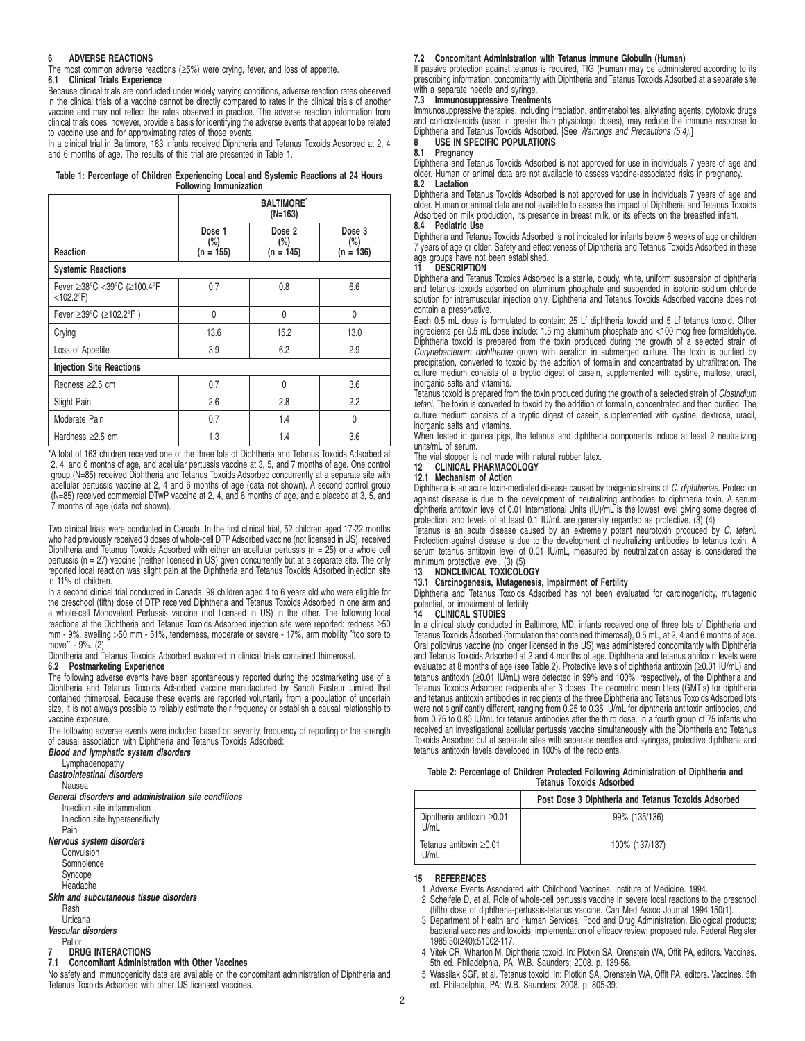## 6 ADVERSE REACTIONS

The most common adverse reactions (≥5%) were crying, fever, and loss of appetite.

### 6.1 Clinical Trials Experience

Because clinical trials are conducted under widely varying conditions, adverse reaction rates observed in the clinical trials of a vaccine cannot be directly compared to rates in the clinical trials of another vaccine and may not reflect the rates observed in practice. The adverse reaction information from clinical trials does, however, provide a basis for identifying the adverse events that appear to be related to vaccine use and for approximating rates of those events.

In a clinical trial in Baltimore, 163 infants received Diphtheria and Tetanus Toxoids Adsorbed at 2, 4 and 6 months of age. The results of this trial are presented in Table 1.

**Table 1: Percentage of Children Experiencing Local and Systemic Reactions at 24 Hours Following Immunization**

| | BALTIMORE* (N=163) | | |
|---|---|---|---|
| Reaction | Dose 1 (%) (n = 155) | Dose 2 (%) (n = 145) | Dose 3 (%) (n = 136) |
| **Systemic Reactions** | | | |
| Fever ≥38°C <39°C (≥100.4°F <102.2°F) | 0.7 | 0.8 | 6.6 |
| Fever ≥39°C (≥102.2°F ) | 0 | 0 | 0 |
| Crying | 13.6 | 15.2 | 13.0 |
| Loss of Appetite | 3.9 | 6.2 | 2.9 |
| **Injection Site Reactions** | | | |
| Redness ≥2.5 cm | 0.7 | 0 | 3.6 |
| Slight Pain | 2.6 | 2.8 | 2.2 |
| Moderate Pain | 0.7 | 1.4 | 0 |
| Hardness ≥2.5 cm | 1.3 | 1.4 | 3.6 |

*A total of 163 children received one of the three lots of Diphtheria and Tetanus Toxoids Adsorbed at 2, 4, and 6 months of age, and acellular pertussis vaccine at 3, 5, and 7 months of age. One control group (N=85) received Diphtheria and Tetanus Toxoids Adsorbed concurrently at a separate site with acellular pertussis vaccine at 2, 4 and 6 months of age (data not shown). A second control group (N=85) received commercial DTwP vaccine at 2, 4, and 6 months of age, and a placebo at 3, 5, and 7 months of age (data not shown).

Two clinical trials were conducted in Canada. In the first clinical trial, 52 children aged 17-22 months who had previously received 3 doses of whole-cell DTP Adsorbed vaccine (not licensed in US), received Diphtheria and Tetanus Toxoids Adsorbed with either an acellular pertussis (n = 25) or a whole cell pertussis (n = 27) vaccine (neither licensed in US) given concurrently but at a separate site. The only reported local reaction was slight pain at the Diphtheria and Tetanus Toxoids Adsorbed injection site in 11% of children.

In a second clinical trial conducted in Canada, 99 children aged 4 to 6 years old who were eligible for the preschool (fifth) dose of DTP received Diphtheria and Tetanus Toxoids Adsorbed in one arm and a whole-cell Monovalent Pertussis vaccine (not licensed in US) in the other. The following local reactions at the Diphtheria and Tetanus Toxoids Adsorbed injection site were reported: redness ≥50 mm - 9%, swelling >50 mm - 51%, tenderness, moderate or severe - 17%, arm mobility "too sore to move" - 9%. (2)

Diphtheria and Tetanus Toxoids Adsorbed evaluated in clinical trials contained thimerosal.

### 6.2 Postmarketing Experience

The following adverse events have been spontaneously reported during the postmarketing use of a Diphtheria and Tetanus Toxoids Adsorbed vaccine manufactured by Sanofi Pasteur Limited that contained thimerosal. Because these events are reported voluntarily from a population of uncertain size, it is not always possible to reliably estimate their frequency or establish a causal relationship to vaccine exposure.

The following adverse events were included based on severity, frequency of reporting or the strength of causal association with Diphtheria and Tetanus Toxoids Adsorbed:

***Blood and lymphatic system disorders***
- Lymphadenopathy

***Gastrointestinal disorders***
- Nausea

***General disorders and administration site conditions***
- Injection site inflammation
- Injection site hypersensitivity
- Pain

***Nervous system disorders***
- Convulsion
- Somnolence
- Syncope
- Headache

***Skin and subcutaneous tissue disorders***
- Rash
- Urticaria

***Vascular disorders***
- Pallor

## 7 DRUG INTERACTIONS

### 7.1 Concomitant Administration with Other Vaccines

No safety and immunogenicity data are available on the concomitant administration of Diphtheria and Tetanus Toxoids Adsorbed with other US licensed vaccines.

### 7.2 Concomitant Administration with Tetanus Immune Globulin (Human)

If passive protection against tetanus is required, TIG (Human) may be administered according to its prescribing information, concomitantly with Diphtheria and Tetanus Toxoids Adsorbed at a separate site with a separate needle and syringe.

### 7.3 Immunosuppressive Treatments

Immunosuppressive therapies, including irradiation, antimetabolites, alkylating agents, cytotoxic drugs and corticosteroids (used in greater than physiologic doses), may reduce the immune response to Diphtheria and Tetanus Toxoids Adsorbed. [See *Warnings and Precautions (5.4)*.]

## 8 USE IN SPECIFIC POPULATIONS

### 8.1 Pregnancy

Diphtheria and Tetanus Toxoids Adsorbed is not approved for use in individuals 7 years of age and older. Human or animal data are not available to assess vaccine-associated risks in pregnancy.

### 8.2 Lactation

Diphtheria and Tetanus Toxoids Adsorbed is not approved for use in individuals 7 years of age and older. Human or animal data are not available to assess the impact of Diphtheria and Tetanus Toxoids Adsorbed on milk production, its presence in breast milk, or its effects on the breastfed infant.

### 8.4 Pediatric Use

Diphtheria and Tetanus Toxoids Adsorbed is not indicated for infants below 6 weeks of age or children 7 years of age or older. Safety and effectiveness of Diphtheria and Tetanus Toxoids Adsorbed in these age groups have not been established.

## 11 DESCRIPTION

Diphtheria and Tetanus Toxoids Adsorbed is a sterile, cloudy, white, uniform suspension of diphtheria and tetanus toxoids adsorbed on aluminum phosphate and suspended in isotonic sodium chloride solution for intramuscular injection only. Diphtheria and Tetanus Toxoids Adsorbed vaccine does not contain a preservative.

Each 0.5 mL dose is formulated to contain: 25 Lf diphtheria toxoid and 5 Lf tetanus toxoid. Other ingredients per 0.5 mL dose include: 1.5 mg aluminum phosphate and <100 mcg free formaldehyde.

Diphtheria toxoid is prepared from the toxin produced during the growth of a selected strain of *Corynebacterium diphtheriae* grown with aeration in submerged culture. The toxin is purified by precipitation, converted to toxoid by the addition of formalin and concentrated by ultrafiltration. The culture medium consists of a tryptic digest of casein, supplemented with cystine, maltose, uracil, inorganic salts and vitamins.

Tetanus toxoid is prepared from the toxin produced during the growth of a selected strain of *Clostridium tetani*. The toxin is converted to toxoid by the addition of formalin, concentrated and then purified. The culture medium consists of a tryptic digest of casein, supplemented with cystine, dextrose, uracil, inorganic salts and vitamins.

When tested in guinea pigs, the tetanus and diphtheria components induce at least 2 neutralizing units/mL of serum.

The vial stopper is not made with natural rubber latex.

## 12 CLINICAL PHARMACOLOGY

### 12.1 Mechanism of Action

Diphtheria is an acute toxin-mediated disease caused by toxigenic strains of *C. diphtheriae*. Protection against disease is due to the development of neutralizing antibodies to diphtheria toxin. A serum diphtheria antitoxin level of 0.01 International Units (IU)/mL is the lowest level giving some degree of protection, and levels of at least 0.1 IU/mL are generally regarded as protective. (3) (4)

Tetanus is an acute disease caused by an extremely potent neurotoxin produced by *C. tetani*. Protection against disease is due to the development of neutralizing antibodies to tetanus toxin. A serum tetanus antitoxin level of 0.01 IU/mL, measured by neutralization assay is considered the minimum protective level. (3) (5)

## 13 NONCLINICAL TOXICOLOGY

### 13.1 Carcinogenesis, Mutagenesis, Impairment of Fertility

Diphtheria and Tetanus Toxoids Adsorbed has not been evaluated for carcinogenicity, mutagenic potential, or impairment of fertility.

## 14 CLINICAL STUDIES

In a clinical study conducted in Baltimore, MD, infants received one of three lots of Diphtheria and Tetanus Toxoids Adsorbed (formulation that contained thimerosal), 0.5 mL, at 2, 4 and 6 months of age. Oral poliovirus vaccine (no longer licensed in the US) was administered concomitantly with Diphtheria and Tetanus Toxoids Adsorbed at 2 and 4 months of age. Diphtheria and tetanus antitoxin levels were evaluated at 8 months of age (see Table 2). Protective levels of diphtheria antitoxin (≥0.01 IU/mL) and tetanus antitoxin (≥0.01 IU/mL) were detected in 99% and 100%, respectively, of the Diphtheria and Tetanus Toxoids Adsorbed recipients after 3 doses. The geometric mean titers (GMT's) for diphtheria and tetanus antitoxin antibodies in recipients of the three Diphtheria and Tetanus Toxoids Adsorbed lots were not significantly different, ranging from 0.25 to 0.35 IU/mL for diphtheria antitoxin antibodies, and from 0.75 to 0.80 IU/mL for tetanus antibodies after the third dose. In a fourth group of 75 infants who received an investigational acellular pertussis vaccine simultaneously with the Diphtheria and Tetanus Toxoids Adsorbed but at separate sites with separate needles and syringes, protective diphtheria and tetanus antitoxin levels developed in 100% of the recipients.

**Table 2: Percentage of Children Protected Following Administration of Diphtheria and Tetanus Toxoids Adsorbed**

| | Post Dose 3 Diphtheria and Tetanus Toxoids Adsorbed |
|---|---|
| Diphtheria antitoxin ≥0.01 IU/mL | 99% (135/136) |
| Tetanus antitoxin ≥0.01 IU/mL | 100% (137/137) |

## 15 REFERENCES

1. Adverse Events Associated with Childhood Vaccines. Institute of Medicine. 1994.
2. Scheifele D, et al. Role of whole-cell pertussis vaccine in severe local reactions to the preschool (fifth) dose of diphtheria-pertussis-tetanus vaccine. Can Med Assoc Journal 1994;150(1).
3. Department of Health and Human Services, Food and Drug Administration. Biological products; bacterial vaccines and toxoids; implementation of efficacy review; proposed rule. Federal Register 1985;50(240):51002-117.
4. Vitek CR, Wharton M. Diphtheria toxoid. In: Plotkin SA, Orenstein WA, Offit PA, editors. Vaccines. 5th ed. Philadelphia, PA: W.B. Saunders; 2008. p. 139-56.
5. Wassilak SGF, et al. Tetanus toxoid. In: Plotkin SA, Orenstein WA, Offit PA, editors. Vaccines. 5th ed. Philadelphia, PA: W.B. Saunders; 2008. p. 805-39.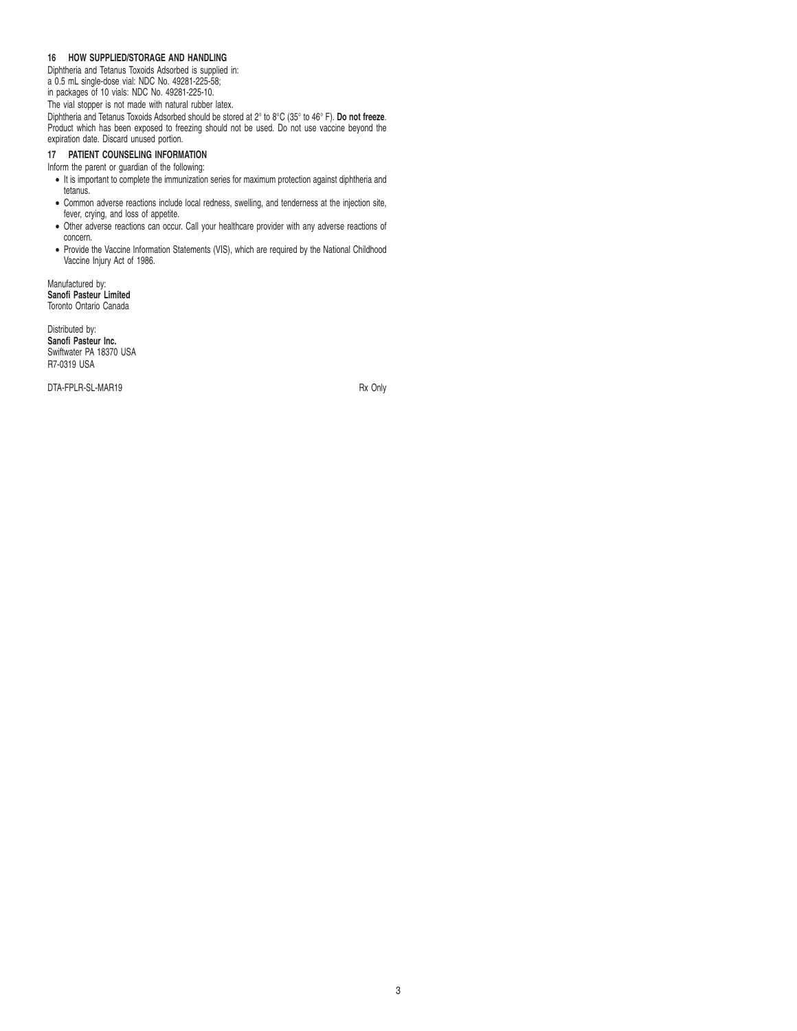## 16 HOW SUPPLIED/STORAGE AND HANDLING

Diphtheria and Tetanus Toxoids Adsorbed is supplied in:
a 0.5 mL single-dose vial: NDC No. 49281-225-58;
in packages of 10 vials: NDC No. 49281-225-10.

The vial stopper is not made with natural rubber latex.

Diphtheria and Tetanus Toxoids Adsorbed should be stored at 2° to 8°C (35° to 46° F). **Do not freeze**. Product which has been exposed to freezing should not be used. Do not use vaccine beyond the expiration date. Discard unused portion.

## 17 PATIENT COUNSELING INFORMATION

Inform the parent or guardian of the following:

- It is important to complete the immunization series for maximum protection against diphtheria and tetanus.
- Common adverse reactions include local redness, swelling, and tenderness at the injection site, fever, crying, and loss of appetite.
- Other adverse reactions can occur. Call your healthcare provider with any adverse reactions of concern.
- Provide the Vaccine Information Statements (VIS), which are required by the National Childhood Vaccine Injury Act of 1986.

Manufactured by:
**Sanofi Pasteur Limited**
Toronto Ontario Canada

Distributed by:
**Sanofi Pasteur Inc.**
Swiftwater PA 18370 USA
R7-0319 USA

DTA-FPLR-SL-MAR19

Rx Only